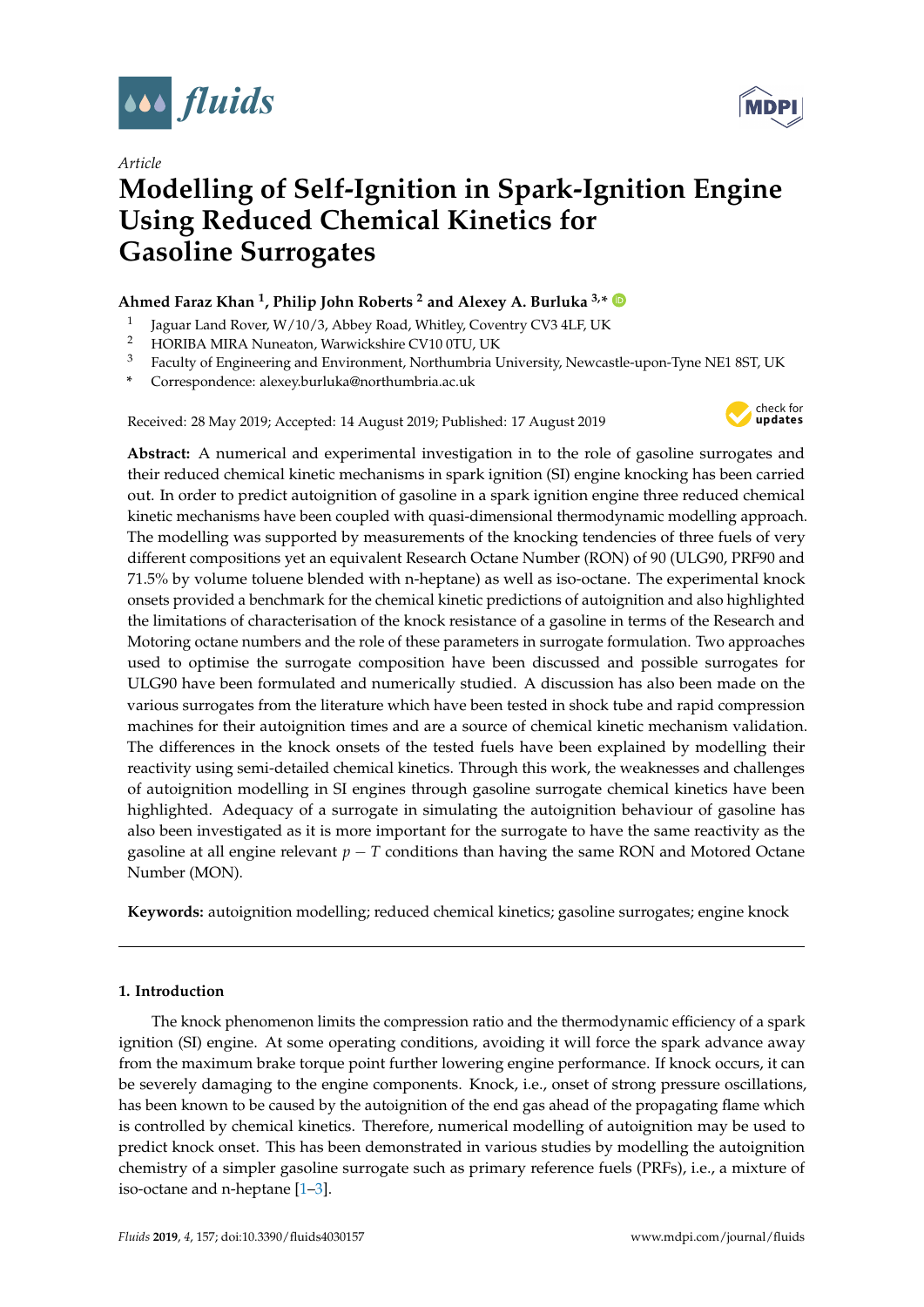*fluids*

*Article*

# Modelling of Self-Ignition in Spark-Ignition Engine Using Reduced Chemical Kinetics for Gasoline Surrogates

**Ahmed Faraz Khan [1], Philip John Roberts [2] and Alexey A. Burluka [3,*]**

1. Jaguar Land Rover, W/10/3, Abbey Road, Whitley, Coventry CV3 4LF, UK
2. HORIBA MIRA Nuneaton, Warwickshire CV10 0TU, UK
3. Faculty of Engineering and Environment, Northumbria University, Newcastle-upon-Tyne NE1 8ST, UK

\* Correspondence: alexey.burluka@northumbria.ac.uk

Received: 28 May 2019; Accepted: 14 August 2019; Published: 17 August 2019

**Abstract:** A numerical and experimental investigation in to the role of gasoline surrogates and their reduced chemical kinetic mechanisms in spark ignition (SI) engine knocking has been carried out. In order to predict autoignition of gasoline in a spark ignition engine three reduced chemical kinetic mechanisms have been coupled with quasi-dimensional thermodynamic modelling approach. The modelling was supported by measurements of the knocking tendencies of three fuels of very different compositions yet an equivalent Research Octane Number (RON) of 90 (ULG90, PRF90 and 71.5% by volume toluene blended with n-heptane) as well as iso-octane. The experimental knock onsets provided a benchmark for the chemical kinetic predictions of autoignition and also highlighted the limitations of characterisation of the knock resistance of a gasoline in terms of the Research and Motoring octane numbers and the role of these parameters in surrogate formulation. Two approaches used to optimise the surrogate composition have been discussed and possible surrogates for ULG90 have been formulated and numerically studied. A discussion has also been made on the various surrogates from the literature which have been tested in shock tube and rapid compression machines for their autoignition times and are a source of chemical kinetic mechanism validation. The differences in the knock onsets of the tested fuels have been explained by modelling their reactivity using semi-detailed chemical kinetics. Through this work, the weaknesses and challenges of autoignition modelling in SI engines through gasoline surrogate chemical kinetics have been highlighted. Adequacy of a surrogate in simulating the autoignition behaviour of gasoline has also been investigated as it is more important for the surrogate to have the same reactivity as the gasoline at all engine relevant $p - T$ conditions than having the same RON and Motored Octane Number (MON).

**Keywords:** autoignition modelling; reduced chemical kinetics; gasoline surrogates; engine knock

## 1. Introduction

The knock phenomenon limits the compression ratio and the thermodynamic efficiency of a spark ignition (SI) engine. At some operating conditions, avoiding it will force the spark advance away from the maximum brake torque point further lowering engine performance. If knock occurs, it can be severely damaging to the engine components. Knock, i.e., onset of strong pressure oscillations, has been known to be caused by the autoignition of the end gas ahead of the propagating flame which is controlled by chemical kinetics. Therefore, numerical modelling of autoignition may be used to predict knock onset. This has been demonstrated in various studies by modelling the autoignition chemistry of a simpler gasoline surrogate such as primary reference fuels (PRFs), i.e., a mixture of iso-octane and n-heptane [1–3].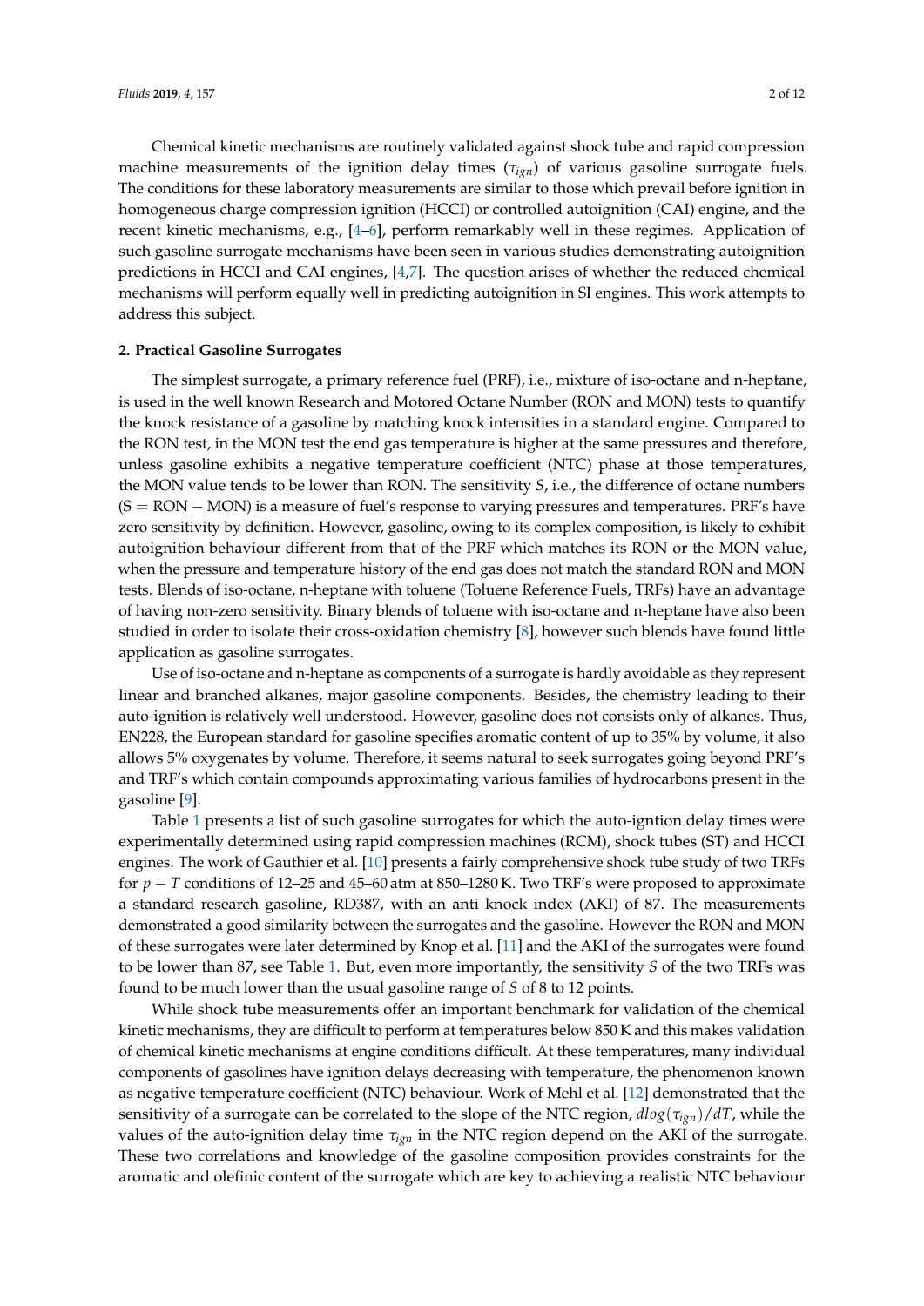Chemical kinetic mechanisms are routinely validated against shock tube and rapid compression machine measurements of the ignition delay times ($\tau_{ign}$) of various gasoline surrogate fuels. The conditions for these laboratory measurements are similar to those which prevail before ignition in homogeneous charge compression ignition (HCCI) or controlled autoignition (CAI) engine, and the recent kinetic mechanisms, e.g., [4–6], perform remarkably well in these regimes. Application of such gasoline surrogate mechanisms have been seen in various studies demonstrating autoignition predictions in HCCI and CAI engines, [4,7]. The question arises of whether the reduced chemical mechanisms will perform equally well in predicting autoignition in SI engines. This work attempts to address this subject.

## 2. Practical Gasoline Surrogates

The simplest surrogate, a primary reference fuel (PRF), i.e., mixture of iso-octane and n-heptane, is used in the well known Research and Motored Octane Number (RON and MON) tests to quantify the knock resistance of a gasoline by matching knock intensities in a standard engine. Compared to the RON test, in the MON test the end gas temperature is higher at the same pressures and therefore, unless gasoline exhibits a negative temperature coefficient (NTC) phase at those temperatures, the MON value tends to be lower than RON. The sensitivity $S$, i.e., the difference of octane numbers ($S = RON - MON$) is a measure of fuel's response to varying pressures and temperatures. PRF's have zero sensitivity by definition. However, gasoline, owing to its complex composition, is likely to exhibit autoignition behaviour different from that of the PRF which matches its RON or the MON value, when the pressure and temperature history of the end gas does not match the standard RON and MON tests. Blends of iso-octane, n-heptane with toluene (Toluene Reference Fuels, TRFs) have an advantage of having non-zero sensitivity. Binary blends of toluene with iso-octane and n-heptane have also been studied in order to isolate their cross-oxidation chemistry [8], however such blends have found little application as gasoline surrogates.

Use of iso-octane and n-heptane as components of a surrogate is hardly avoidable as they represent linear and branched alkanes, major gasoline components. Besides, the chemistry leading to their auto-ignition is relatively well understood. However, gasoline does not consists only of alkanes. Thus, EN228, the European standard for gasoline specifies aromatic content of up to 35% by volume, it also allows 5% oxygenates by volume. Therefore, it seems natural to seek surrogates going beyond PRF's and TRF's which contain compounds approximating various families of hydrocarbons present in the gasoline [9].

Table 1 presents a list of such gasoline surrogates for which the auto-igntion delay times were experimentally determined using rapid compression machines (RCM), shock tubes (ST) and HCCI engines. The work of Gauthier et al. [10] presents a fairly comprehensive shock tube study of two TRFs for $p - T$ conditions of 12–25 and 45–60 atm at 850–1280 K. Two TRF's were proposed to approximate a standard research gasoline, RD387, with an anti knock index (AKI) of 87. The measurements demonstrated a good similarity between the surrogates and the gasoline. However the RON and MON of these surrogates were later determined by Knop et al. [11] and the AKI of the surrogates were found to be lower than 87, see Table 1. But, even more importantly, the sensitivity $S$ of the two TRFs was found to be much lower than the usual gasoline range of $S$ of 8 to 12 points.

While shock tube measurements offer an important benchmark for validation of the chemical kinetic mechanisms, they are difficult to perform at temperatures below 850 K and this makes validation of chemical kinetic mechanisms at engine conditions difficult. At these temperatures, many individual components of gasolines have ignition delays decreasing with temperature, the phenomenon known as negative temperature coefficient (NTC) behaviour. Work of Mehl et al. [12] demonstrated that the sensitivity of a surrogate can be correlated to the slope of the NTC region, $dlog(\tau_{ign})/dT$, while the values of the auto-ignition delay time $\tau_{ign}$ in the NTC region depend on the AKI of the surrogate. These two correlations and knowledge of the gasoline composition provides constraints for the aromatic and olefinic content of the surrogate which are key to achieving a realistic NTC behaviour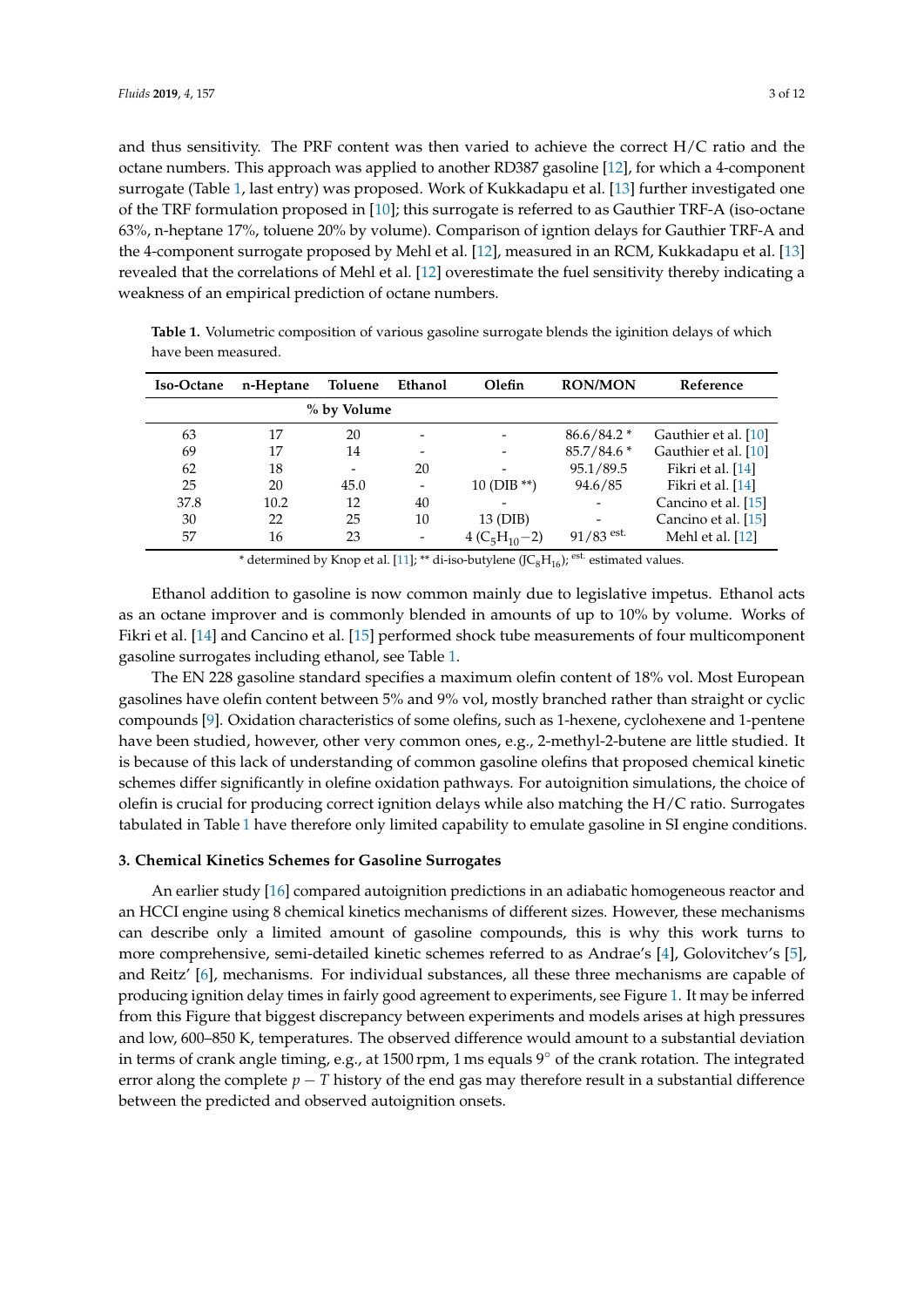and thus sensitivity. The PRF content was then varied to achieve the correct H/C ratio and the octane numbers. This approach was applied to another RD387 gasoline [12], for which a 4-component surrogate (Table 1, last entry) was proposed. Work of Kukkadapu et al. [13] further investigated one of the TRF formulation proposed in [10]; this surrogate is referred to as Gauthier TRF-A (iso-octane 63%, n-heptane 17%, toluene 20% by volume). Comparison of igntion delays for Gauthier TRF-A and the 4-component surrogate proposed by Mehl et al. [12], measured in an RCM, Kukkadapu et al. [13] revealed that the correlations of Mehl et al. [12] overestimate the fuel sensitivity thereby indicating a weakness of an empirical prediction of octane numbers.

**Table 1.** Volumetric composition of various gasoline surrogate blends the iginition delays of which have been measured.

| Iso-Octane | n-Heptane | Toluene | Ethanol | Olefin | RON/MON | Reference |
|---|---|---|---|---|---|---|
| | | % by Volume | | | | |
| 63 | 17 | 20 | - | - | 86.6/84.2 * | Gauthier et al. [10] |
| 69 | 17 | 14 | - | - | 85.7/84.6 * | Gauthier et al. [10] |
| 62 | 18 | - | 20 | - | 95.1/89.5 | Fikri et al. [14] |
| 25 | 20 | 45.0 | - | 10 (DIB **) | 94.6/85 | Fikri et al. [14] |
| 37.8 | 10.2 | 12 | 40 | - | - | Cancino et al. [15] |
| 30 | 22 | 25 | 10 | 13 (DIB) | - | Cancino et al. [15] |
| 57 | 16 | 23 | - | 4 ($C_5H_{10}-2$) | 91/83 [est.] | Mehl et al. [12] |

* determined by Knop et al. [11]; ** di-iso-butylene ($JC_8H_{16}$); [est.] estimated values.

Ethanol addition to gasoline is now common mainly due to legislative impetus. Ethanol acts as an octane improver and is commonly blended in amounts of up to 10% by volume. Works of Fikri et al. [14] and Cancino et al. [15] performed shock tube measurements of four multicomponent gasoline surrogates including ethanol, see Table 1.

The EN 228 gasoline standard specifies a maximum olefin content of 18% vol. Most European gasolines have olefin content between 5% and 9% vol, mostly branched rather than straight or cyclic compounds [9]. Oxidation characteristics of some olefins, such as 1-hexene, cyclohexene and 1-pentene have been studied, however, other very common ones, e.g., 2-methyl-2-butene are little studied. It is because of this lack of understanding of common gasoline olefins that proposed chemical kinetic schemes differ significantly in olefine oxidation pathways. For autoignition simulations, the choice of olefin is crucial for producing correct ignition delays while also matching the H/C ratio. Surrogates tabulated in Table 1 have therefore only limited capability to emulate gasoline in SI engine conditions.

### 3. Chemical Kinetics Schemes for Gasoline Surrogates

An earlier study [16] compared autoignition predictions in an adiabatic homogeneous reactor and an HCCI engine using 8 chemical kinetics mechanisms of different sizes. However, these mechanisms can describe only a limited amount of gasoline compounds, this is why this work turns to more comprehensive, semi-detailed kinetic schemes referred to as Andrae's [4], Golovitchev's [5], and Reitz' [6], mechanisms. For individual substances, all these three mechanisms are capable of producing ignition delay times in fairly good agreement to experiments, see Figure 1. It may be inferred from this Figure that biggest discrepancy between experiments and models arises at high pressures and low, 600–850 K, temperatures. The observed difference would amount to a substantial deviation in terms of crank angle timing, e.g., at 1500 rpm, 1 ms equals 9° of the crank rotation. The integrated error along the complete $p-T$ history of the end gas may therefore result in a substantial difference between the predicted and observed autoignition onsets.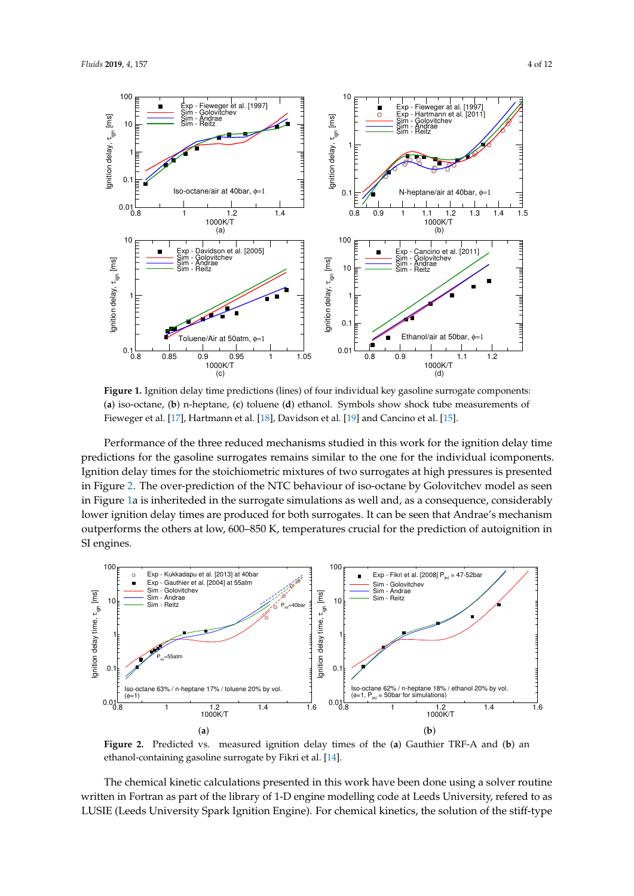**Figure 1.** Ignition delay time predictions (lines) of four individual key gasoline surrogate components: (**a**) iso-octane, (**b**) n-heptane, (**c**) toluene (**d**) ethanol. Symbols show shock tube measurements of Fieweger et al. [17], Hartmann et al. [18], Davidson et al. [19] and Cancino et al. [15].

Performance of the three reduced mechanisms studied in this work for the ignition delay time predictions for the gasoline surrogates remains similar to the one for the individual icomponents. Ignition delay times for the stoichiometric mixtures of two surrogates at high pressures is presented in Figure 2. The over-prediction of the NTC behaviour of iso-octane by Golovitchev model as seen in Figure 1a is inheriteded in the surrogate simulations as well and, as a consequence, considerably lower ignition delay times are produced for both surrogates. It can be seen that Andrae's mechanism outperforms the others at low, 600–850 K, temperatures crucial for the prediction of autoignition in SI engines.

**Figure 2.** Predicted vs. measured ignition delay times of the (**a**) Gauthier TRF-A and (**b**) an ethanol-containing gasoline surrogate by Fikri et al. [14].

The chemical kinetic calculations presented in this work have been done using a solver routine written in Fortran as part of the library of 1-D engine modelling code at Leeds University, refered to as LUSIE (Leeds University Spark Ignition Engine). For chemical kinetics, the solution of the stiff-type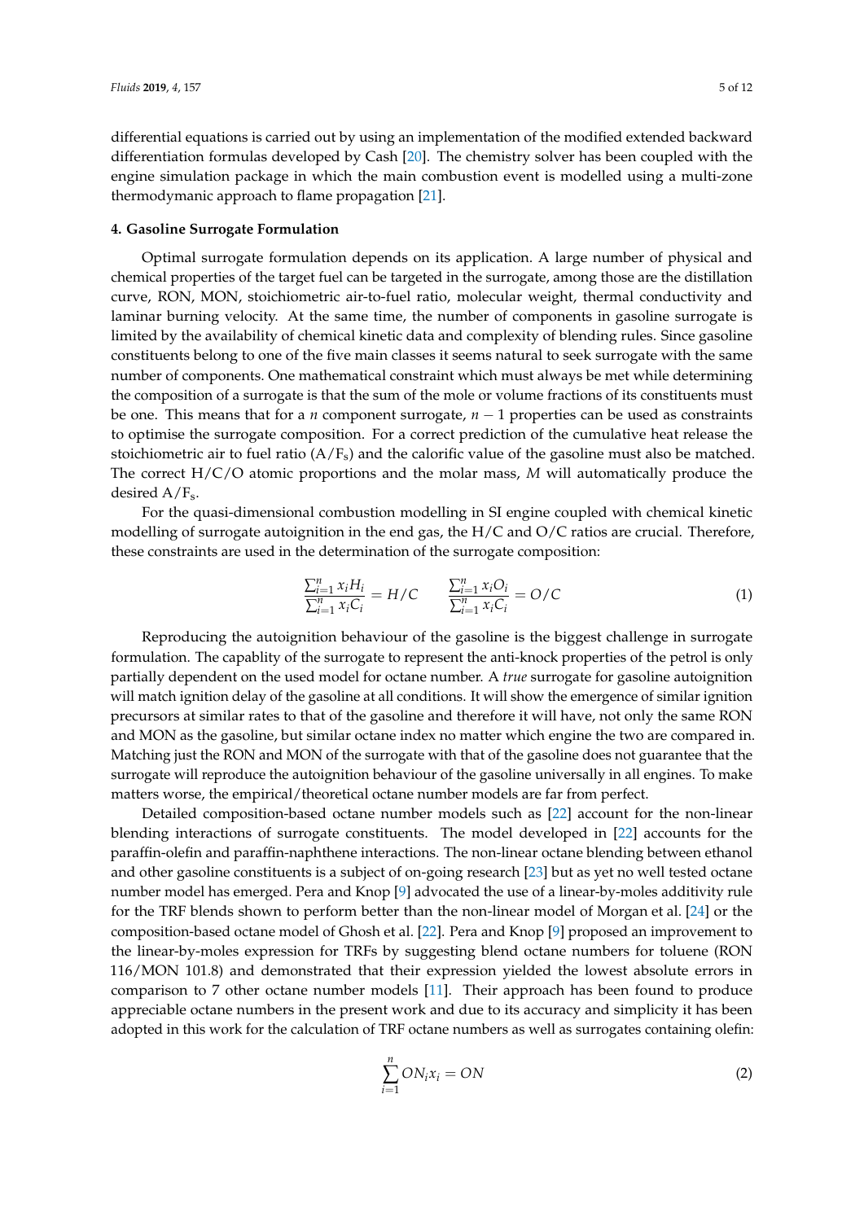differential equations is carried out by using an implementation of the modified extended backward differentiation formulas developed by Cash [20]. The chemistry solver has been coupled with the engine simulation package in which the main combustion event is modelled using a multi-zone thermodymanic approach to flame propagation [21].

## 4. Gasoline Surrogate Formulation

Optimal surrogate formulation depends on its application. A large number of physical and chemical properties of the target fuel can be targeted in the surrogate, among those are the distillation curve, RON, MON, stoichiometric air-to-fuel ratio, molecular weight, thermal conductivity and laminar burning velocity. At the same time, the number of components in gasoline surrogate is limited by the availability of chemical kinetic data and complexity of blending rules. Since gasoline constituents belong to one of the five main classes it seems natural to seek surrogate with the same number of components. One mathematical constraint which must always be met while determining the composition of a surrogate is that the sum of the mole or volume fractions of its constituents must be one. This means that for a $n$ component surrogate, $n-1$ properties can be used as constraints to optimise the surrogate composition. For a correct prediction of the cumulative heat release the stoichiometric air to fuel ratio ($A/F_s$) and the calorific value of the gasoline must also be matched. The correct H/C/O atomic proportions and the molar mass, $M$ will automatically produce the desired $A/F_s$.

For the quasi-dimensional combustion modelling in SI engine coupled with chemical kinetic modelling of surrogate autoignition in the end gas, the H/C and O/C ratios are crucial. Therefore, these constraints are used in the determination of the surrogate composition:

$$\frac{\sum_{i=1}^{n} x_i H_i}{\sum_{i=1}^{n} x_i C_i} = H/C \qquad \frac{\sum_{i=1}^{n} x_i O_i}{\sum_{i=1}^{n} x_i C_i} = O/C \tag{1}$$

Reproducing the autoignition behaviour of the gasoline is the biggest challenge in surrogate formulation. The capablity of the surrogate to represent the anti-knock properties of the petrol is only partially dependent on the used model for octane number. A *true* surrogate for gasoline autoignition will match ignition delay of the gasoline at all conditions. It will show the emergence of similar ignition precursors at similar rates to that of the gasoline and therefore it will have, not only the same RON and MON as the gasoline, but similar octane index no matter which engine the two are compared in. Matching just the RON and MON of the surrogate with that of the gasoline does not guarantee that the surrogate will reproduce the autoignition behaviour of the gasoline universally in all engines. To make matters worse, the empirical/theoretical octane number models are far from perfect.

Detailed composition-based octane number models such as [22] account for the non-linear blending interactions of surrogate constituents. The model developed in [22] accounts for the paraffin-olefin and paraffin-naphthene interactions. The non-linear octane blending between ethanol and other gasoline constituents is a subject of on-going research [23] but as yet no well tested octane number model has emerged. Pera and Knop [9] advocated the use of a linear-by-moles additivity rule for the TRF blends shown to perform better than the non-linear model of Morgan et al. [24] or the composition-based octane model of Ghosh et al. [22]. Pera and Knop [9] proposed an improvement to the linear-by-moles expression for TRFs by suggesting blend octane numbers for toluene (RON 116/MON 101.8) and demonstrated that their expression yielded the lowest absolute errors in comparison to 7 other octane number models [11]. Their approach has been found to produce appreciable octane numbers in the present work and due to its accuracy and simplicity it has been adopted in this work for the calculation of TRF octane numbers as well as surrogates containing olefin:

$$\sum_{i=1}^{n} ON_i x_i = ON \tag{2}$$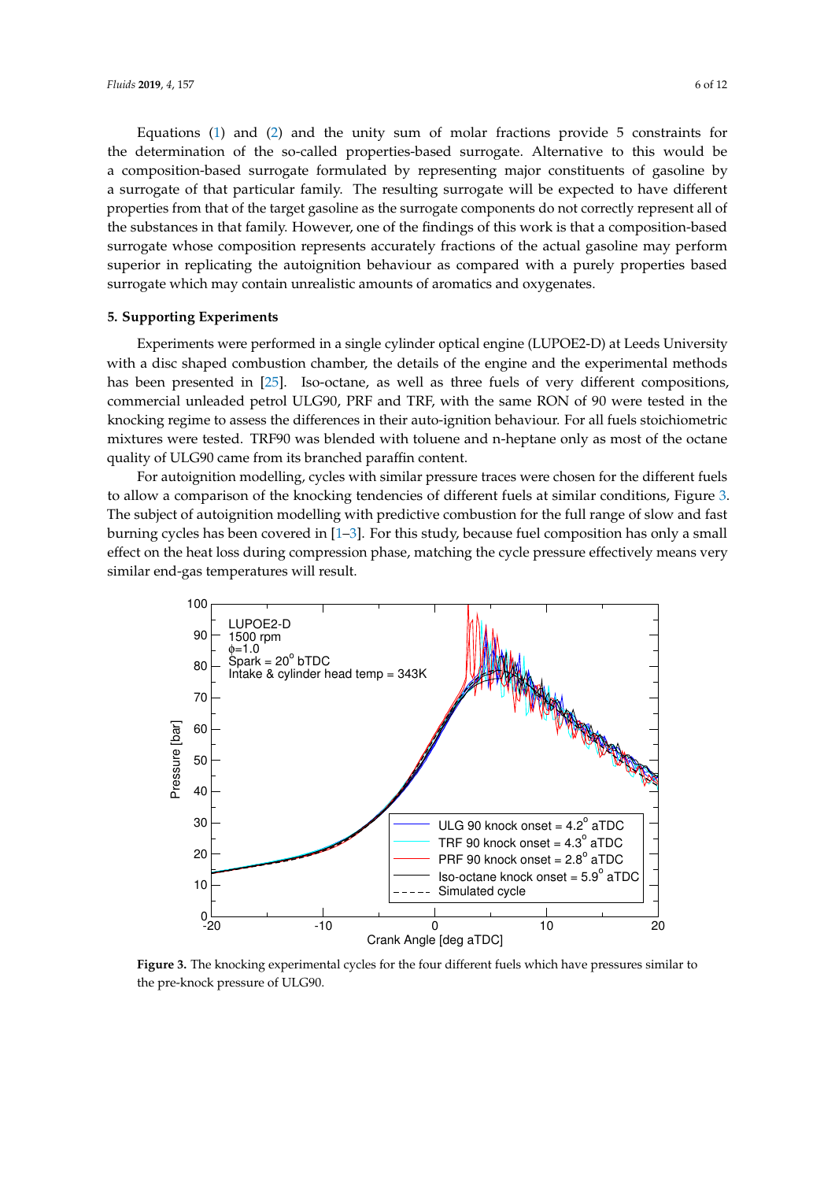Equations (1) and (2) and the unity sum of molar fractions provide 5 constraints for the determination of the so-called properties-based surrogate. Alternative to this would be a composition-based surrogate formulated by representing major constituents of gasoline by a surrogate of that particular family. The resulting surrogate will be expected to have different properties from that of the target gasoline as the surrogate components do not correctly represent all of the substances in that family. However, one of the findings of this work is that a composition-based surrogate whose composition represents accurately fractions of the actual gasoline may perform superior in replicating the autoignition behaviour as compared with a purely properties based surrogate which may contain unrealistic amounts of aromatics and oxygenates.

## 5. Supporting Experiments

Experiments were performed in a single cylinder optical engine (LUPOE2-D) at Leeds University with a disc shaped combustion chamber, the details of the engine and the experimental methods has been presented in [25]. Iso-octane, as well as three fuels of very different compositions, commercial unleaded petrol ULG90, PRF and TRF, with the same RON of 90 were tested in the knocking regime to assess the differences in their auto-ignition behaviour. For all fuels stoichiometric mixtures were tested. TRF90 was blended with toluene and n-heptane only as most of the octane quality of ULG90 came from its branched paraffin content.

For autoignition modelling, cycles with similar pressure traces were chosen for the different fuels to allow a comparison of the knocking tendencies of different fuels at similar conditions, Figure 3. The subject of autoignition modelling with predictive combustion for the full range of slow and fast burning cycles has been covered in [1–3]. For this study, because fuel composition has only a small effect on the heat loss during compression phase, matching the cycle pressure effectively means very similar end-gas temperatures will result.

**Figure 3.** The knocking experimental cycles for the four different fuels which have pressures similar to the pre-knock pressure of ULG90.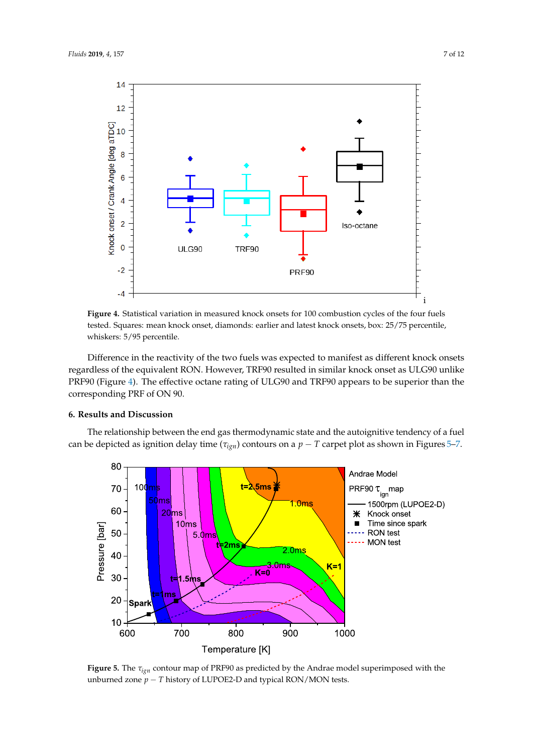**Figure 4.** Statistical variation in measured knock onsets for 100 combustion cycles of the four fuels tested. Squares: mean knock onset, diamonds: earlier and latest knock onsets, box: 25/75 percentile, whiskers: 5/95 percentile.

Difference in the reactivity of the two fuels was expected to manifest as different knock onsets regardless of the equivalent RON. However, TRF90 resulted in similar knock onset as ULG90 unlike PRF90 (Figure 4). The effective octane rating of ULG90 and TRF90 appears to be superior than the corresponding PRF of ON 90.

## 6. Results and Discussion

The relationship between the end gas thermodynamic state and the autoignitive tendency of a fuel can be depicted as ignition delay time ($\tau_{ign}$) contours on a $p-T$ carpet plot as shown in Figures 5–7.

**Figure 5.** The $\tau_{ign}$ contour map of PRF90 as predicted by the Andrae model superimposed with the unburned zone $p-T$ history of LUPOE2-D and typical RON/MON tests.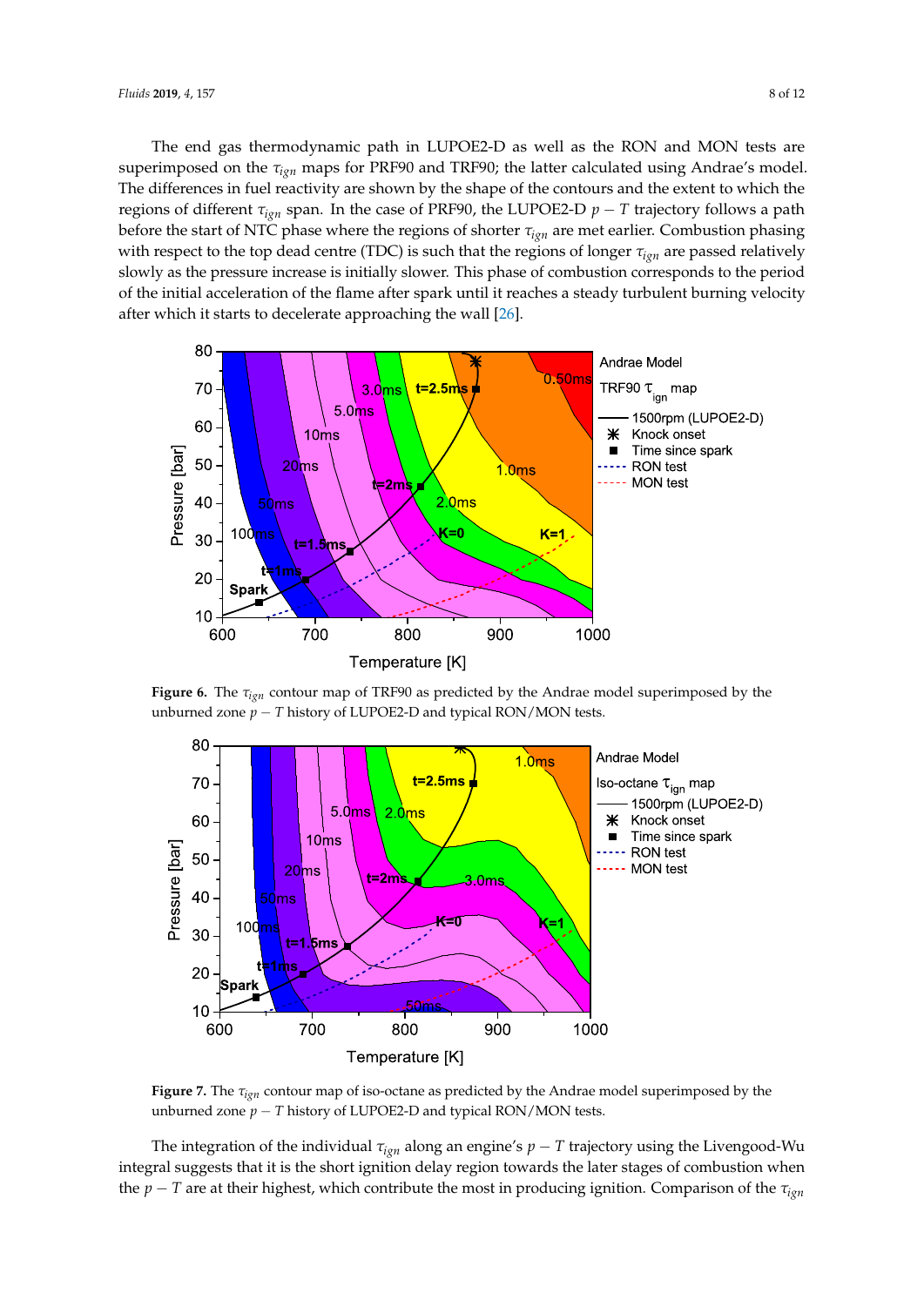The end gas thermodynamic path in LUPOE2-D as well as the RON and MON tests are superimposed on the $\tau_{ign}$ maps for PRF90 and TRF90; the latter calculated using Andrae's model. The differences in fuel reactivity are shown by the shape of the contours and the extent to which the regions of different $\tau_{ign}$ span. In the case of PRF90, the LUPOE2-D $p-T$ trajectory follows a path before the start of NTC phase where the regions of shorter $\tau_{ign}$ are met earlier. Combustion phasing with respect to the top dead centre (TDC) is such that the regions of longer $\tau_{ign}$ are passed relatively slowly as the pressure increase is initially slower. This phase of combustion corresponds to the period of the initial acceleration of the flame after spark until it reaches a steady turbulent burning velocity after which it starts to decelerate approaching the wall [26].

**Figure 6.** The $\tau_{ign}$ contour map of TRF90 as predicted by the Andrae model superimposed by the unburned zone $p-T$ history of LUPOE2-D and typical RON/MON tests.

**Figure 7.** The $\tau_{ign}$ contour map of iso-octane as predicted by the Andrae model superimposed by the unburned zone $p-T$ history of LUPOE2-D and typical RON/MON tests.

The integration of the individual $\tau_{ign}$ along an engine's $p-T$ trajectory using the Livengood-Wu integral suggests that it is the short ignition delay region towards the later stages of combustion when the $p-T$ are at their highest, which contribute the most in producing ignition. Comparison of the $\tau_{ign}$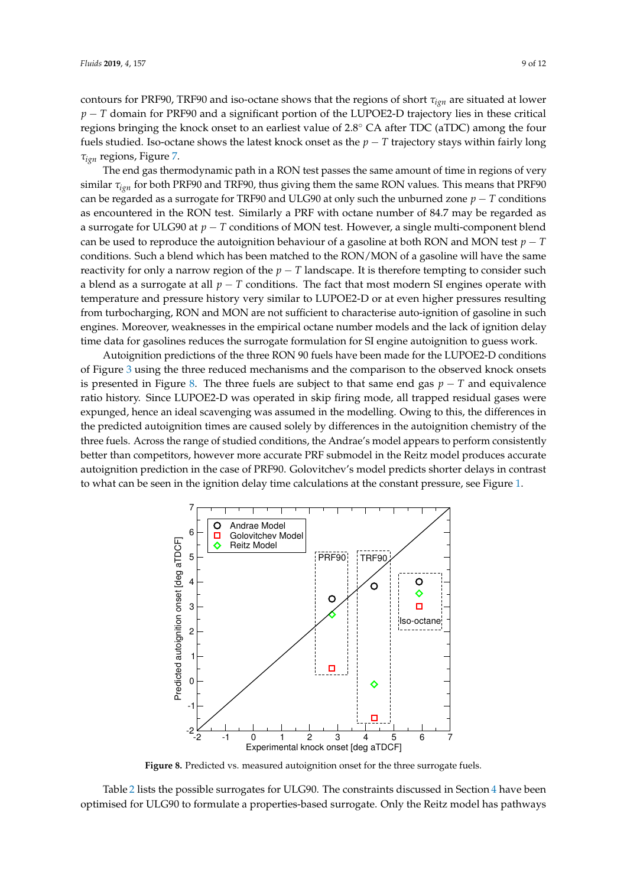contours for PRF90, TRF90 and iso-octane shows that the regions of short $\tau_{ign}$ are situated at lower $p-T$ domain for PRF90 and a significant portion of the LUPOE2-D trajectory lies in these critical regions bringing the knock onset to an earliest value of 2.8° CA after TDC (aTDC) among the four fuels studied. Iso-octane shows the latest knock onset as the $p-T$ trajectory stays within fairly long $\tau_{ign}$ regions, Figure 7.

The end gas thermodynamic path in a RON test passes the same amount of time in regions of very similar $\tau_{ign}$ for both PRF90 and TRF90, thus giving them the same RON values. This means that PRF90 can be regarded as a surrogate for TRF90 and ULG90 at only such the unburned zone $p-T$ conditions as encountered in the RON test. Similarly a PRF with octane number of 84.7 may be regarded as a surrogate for ULG90 at $p-T$ conditions of MON test. However, a single multi-component blend can be used to reproduce the autoignition behaviour of a gasoline at both RON and MON test $p-T$ conditions. Such a blend which has been matched to the RON/MON of a gasoline will have the same reactivity for only a narrow region of the $p-T$ landscape. It is therefore tempting to consider such a blend as a surrogate at all $p-T$ conditions. The fact that most modern SI engines operate with temperature and pressure history very similar to LUPOE2-D or at even higher pressures resulting from turbocharging, RON and MON are not sufficient to characterise auto-ignition of gasoline in such engines. Moreover, weaknesses in the empirical octane number models and the lack of ignition delay time data for gasolines reduces the surrogate formulation for SI engine autoignition to guess work.

Autoignition predictions of the three RON 90 fuels have been made for the LUPOE2-D conditions of Figure 3 using the three reduced mechanisms and the comparison to the observed knock onsets is presented in Figure 8. The three fuels are subject to that same end gas $p-T$ and equivalence ratio history. Since LUPOE2-D was operated in skip firing mode, all trapped residual gases were expunged, hence an ideal scavenging was assumed in the modelling. Owing to this, the differences in the predicted autoignition times are caused solely by differences in the autoignition chemistry of the three fuels. Across the range of studied conditions, the Andrae's model appears to perform consistently better than competitors, however more accurate PRF submodel in the Reitz model produces accurate autoignition prediction in the case of PRF90. Golovitchev's model predicts shorter delays in contrast to what can be seen in the ignition delay time calculations at the constant pressure, see Figure 1.

**Figure 8.** Predicted vs. measured autoignition onset for the three surrogate fuels.

Table 2 lists the possible surrogates for ULG90. The constraints discussed in Section 4 have been optimised for ULG90 to formulate a properties-based surrogate. Only the Reitz model has pathways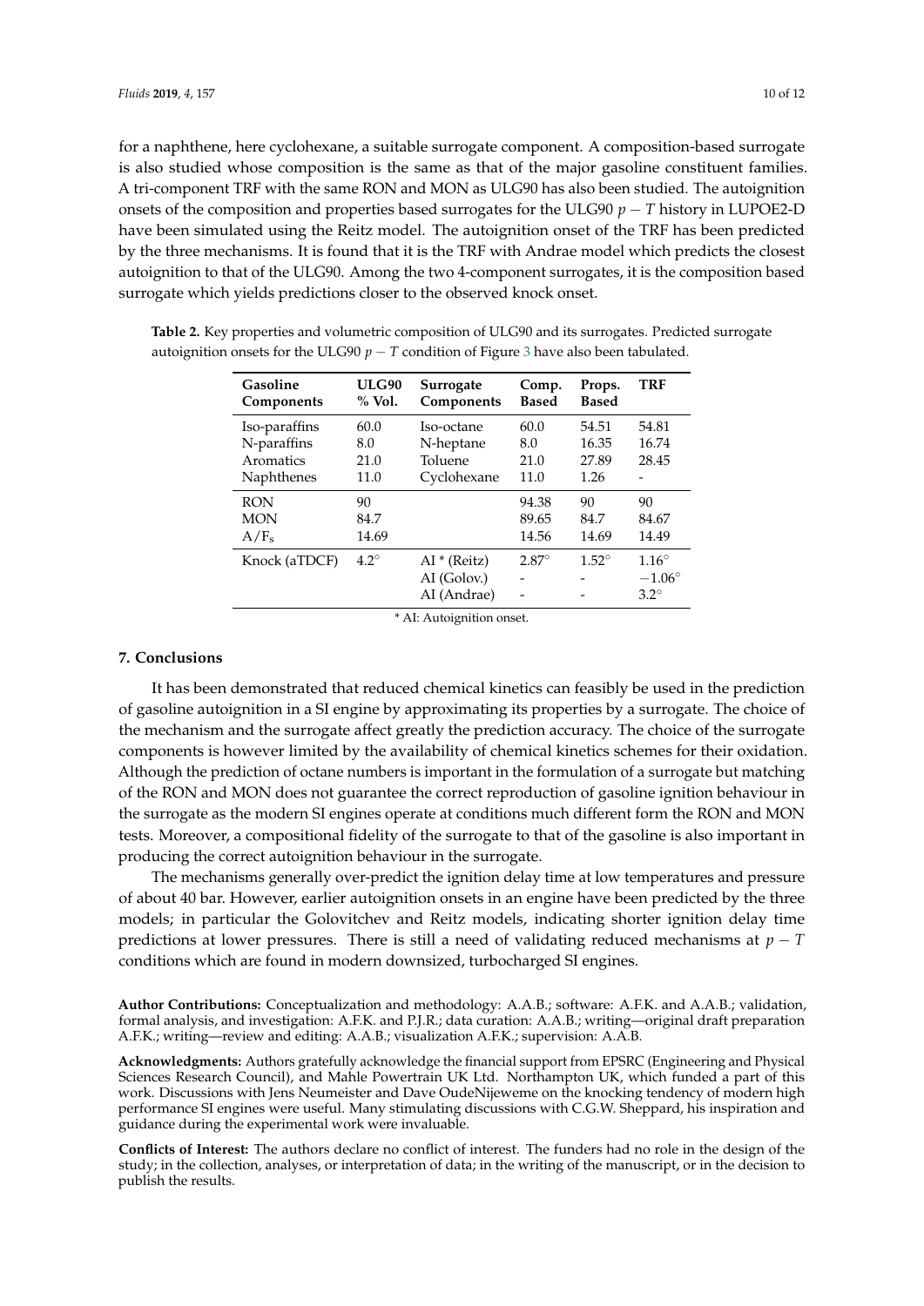for a naphthene, here cyclohexane, a suitable surrogate component. A composition-based surrogate is also studied whose composition is the same as that of the major gasoline constituent families. A tri-component TRF with the same RON and MON as ULG90 has also been studied. The autoignition onsets of the composition and properties based surrogates for the ULG90 $p-T$ history in LUPOE2-D have been simulated using the Reitz model. The autoignition onset of the TRF has been predicted by the three mechanisms. It is found that it is the TRF with Andrae model which predicts the closest autoignition to that of the ULG90. Among the two 4-component surrogates, it is the composition based surrogate which yields predictions closer to the observed knock onset.

**Table 2.** Key properties and volumetric composition of ULG90 and its surrogates. Predicted surrogate autoignition onsets for the ULG90 $p-T$ condition of Figure 3 have also been tabulated.

| Gasoline Components | ULG90 % Vol. | Surrogate Components | Comp. Based | Props. Based | TRF |
|---|---|---|---|---|---|
| Iso-paraffins | 60.0 | Iso-octane | 60.0 | 54.51 | 54.81 |
| N-paraffins | 8.0 | N-heptane | 8.0 | 16.35 | 16.74 |
| Aromatics | 21.0 | Toluene | 21.0 | 27.89 | 28.45 |
| Naphthenes | 11.0 | Cyclohexane | 11.0 | 1.26 | - |
| RON | 90 | | 94.38 | 90 | 90 |
| MON | 84.7 | | 89.65 | 84.7 | 84.67 |
| $A/F_s$ | 14.69 | | 14.56 | 14.69 | 14.49 |
| Knock (aTDCF) | $4.2^{\circ}$ | AI * (Reitz) | $2.87^{\circ}$ | $1.52^{\circ}$ | $1.16^{\circ}$ |
| | | AI (Golov.) | - | - | $-1.06^{\circ}$ |
| | | AI (Andrae) | - | - | $3.2^{\circ}$ |

* AI: Autoignition onset.

## 7. Conclusions

It has been demonstrated that reduced chemical kinetics can feasibly be used in the prediction of gasoline autoignition in a SI engine by approximating its properties by a surrogate. The choice of the mechanism and the surrogate affect greatly the prediction accuracy. The choice of the surrogate components is however limited by the availability of chemical kinetics schemes for their oxidation. Although the prediction of octane numbers is important in the formulation of a surrogate but matching of the RON and MON does not guarantee the correct reproduction of gasoline ignition behaviour in the surrogate as the modern SI engines operate at conditions much different form the RON and MON tests. Moreover, a compositional fidelity of the surrogate to that of the gasoline is also important in producing the correct autoignition behaviour in the surrogate.

The mechanisms generally over-predict the ignition delay time at low temperatures and pressure of about 40 bar. However, earlier autoignition onsets in an engine have been predicted by the three models; in particular the Golovitchev and Reitz models, indicating shorter ignition delay time predictions at lower pressures. There is still a need of validating reduced mechanisms at $p-T$ conditions which are found in modern downsized, turbocharged SI engines.

**Author Contributions:** Conceptualization and methodology: A.A.B.; software: A.F.K. and A.A.B.; validation, formal analysis, and investigation: A.F.K. and P.J.R.; data curation: A.A.B.; writing—original draft preparation A.F.K.; writing—review and editing: A.A.B.; visualization A.F.K.; supervision: A.A.B.

**Acknowledgments:** Authors gratefully acknowledge the financial support from EPSRC (Engineering and Physical Sciences Research Council), and Mahle Powertrain UK Ltd. Northampton UK, which funded a part of this work. Discussions with Jens Neumeister and Dave OudeNijeweme on the knocking tendency of modern high performance SI engines were useful. Many stimulating discussions with C.G.W. Sheppard, his inspiration and guidance during the experimental work were invaluable.

**Conflicts of Interest:** The authors declare no conflict of interest. The funders had no role in the design of the study; in the collection, analyses, or interpretation of data; in the writing of the manuscript, or in the decision to publish the results.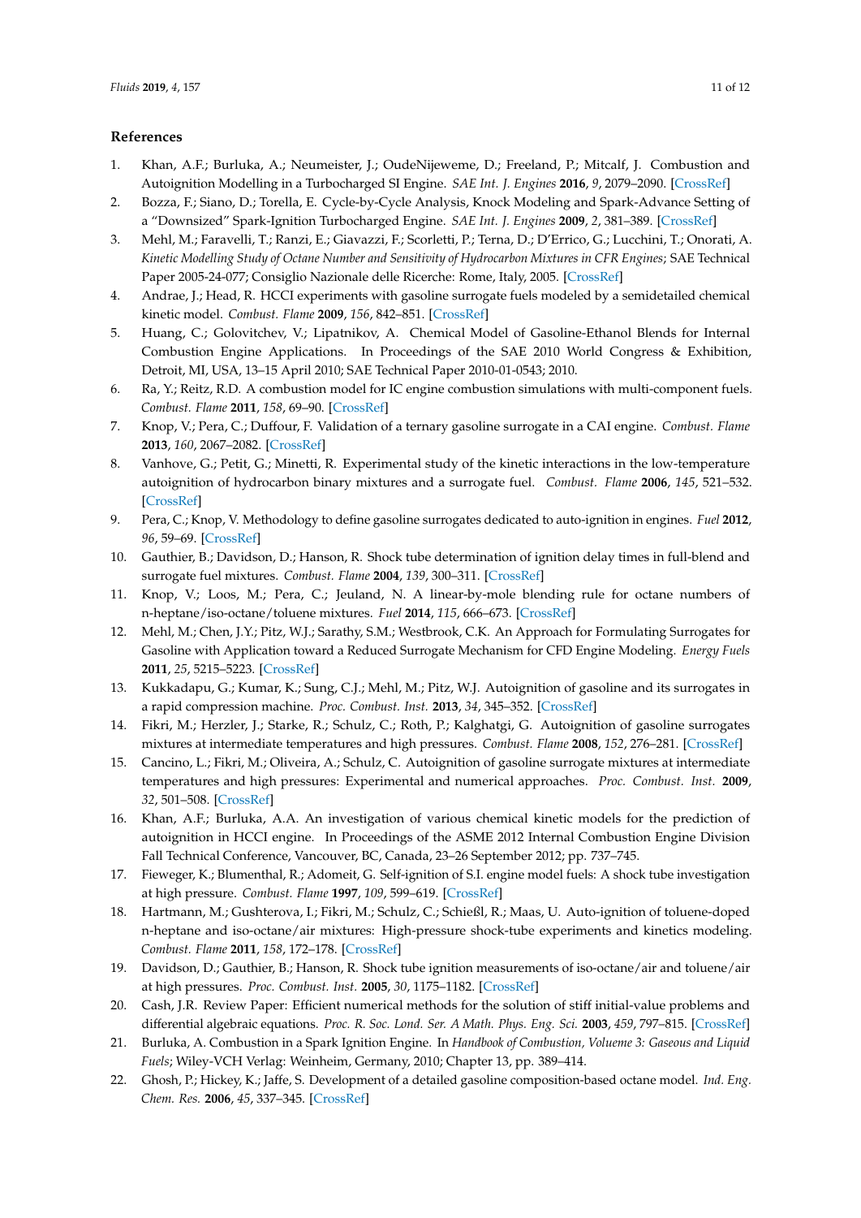## References

1. Khan, A.F.; Burluka, A.; Neumeister, J.; OudeNijeweme, D.; Freeland, P.; Mitcalf, J. Combustion and Autoignition Modelling in a Turbocharged SI Engine. *SAE Int. J. Engines* **2016**, *9*, 2079–2090. [CrossRef]
2. Bozza, F.; Siano, D.; Torella, E. Cycle-by-Cycle Analysis, Knock Modeling and Spark-Advance Setting of a "Downsized" Spark-Ignition Turbocharged Engine. *SAE Int. J. Engines* **2009**, *2*, 381–389. [CrossRef]
3. Mehl, M.; Faravelli, T.; Ranzi, E.; Giavazzi, F.; Scorletti, P.; Terna, D.; D'Errico, G.; Lucchini, T.; Onorati, A. *Kinetic Modelling Study of Octane Number and Sensitivity of Hydrocarbon Mixtures in CFR Engines*; SAE Technical Paper 2005-24-077; Consiglio Nazionale delle Ricerche: Rome, Italy, 2005. [CrossRef]
4. Andrae, J.; Head, R. HCCI experiments with gasoline surrogate fuels modeled by a semidetailed chemical kinetic model. *Combust. Flame* **2009**, *156*, 842–851. [CrossRef]
5. Huang, C.; Golovitchev, V.; Lipatnikov, A. Chemical Model of Gasoline-Ethanol Blends for Internal Combustion Engine Applications. In Proceedings of the SAE 2010 World Congress & Exhibition, Detroit, MI, USA, 13–15 April 2010; SAE Technical Paper 2010-01-0543; 2010.
6. Ra, Y.; Reitz, R.D. A combustion model for IC engine combustion simulations with multi-component fuels. *Combust. Flame* **2011**, *158*, 69–90. [CrossRef]
7. Knop, V.; Pera, C.; Duffour, F. Validation of a ternary gasoline surrogate in a CAI engine. *Combust. Flame* **2013**, *160*, 2067–2082. [CrossRef]
8. Vanhove, G.; Petit, G.; Minetti, R. Experimental study of the kinetic interactions in the low-temperature autoignition of hydrocarbon binary mixtures and a surrogate fuel. *Combust. Flame* **2006**, *145*, 521–532. [CrossRef]
9. Pera, C.; Knop, V. Methodology to define gasoline surrogates dedicated to auto-ignition in engines. *Fuel* **2012**, *96*, 59–69. [CrossRef]
10. Gauthier, B.; Davidson, D.; Hanson, R. Shock tube determination of ignition delay times in full-blend and surrogate fuel mixtures. *Combust. Flame* **2004**, *139*, 300–311. [CrossRef]
11. Knop, V.; Loos, M.; Pera, C.; Jeuland, N. A linear-by-mole blending rule for octane numbers of n-heptane/iso-octane/toluene mixtures. *Fuel* **2014**, *115*, 666–673. [CrossRef]
12. Mehl, M.; Chen, J.Y.; Pitz, W.J.; Sarathy, S.M.; Westbrook, C.K. An Approach for Formulating Surrogates for Gasoline with Application toward a Reduced Surrogate Mechanism for CFD Engine Modeling. *Energy Fuels* **2011**, *25*, 5215–5223. [CrossRef]
13. Kukkadapu, G.; Kumar, K.; Sung, C.J.; Mehl, M.; Pitz, W.J. Autoignition of gasoline and its surrogates in a rapid compression machine. *Proc. Combust. Inst.* **2013**, *34*, 345–352. [CrossRef]
14. Fikri, M.; Herzler, J.; Starke, R.; Schulz, C.; Roth, P.; Kalghatgi, G. Autoignition of gasoline surrogates mixtures at intermediate temperatures and high pressures. *Combust. Flame* **2008**, *152*, 276–281. [CrossRef]
15. Cancino, L.; Fikri, M.; Oliveira, A.; Schulz, C. Autoignition of gasoline surrogate mixtures at intermediate temperatures and high pressures: Experimental and numerical approaches. *Proc. Combust. Inst.* **2009**, *32*, 501–508. [CrossRef]
16. Khan, A.F.; Burluka, A.A. An investigation of various chemical kinetic models for the prediction of autoignition in HCCI engine. In Proceedings of the ASME 2012 Internal Combustion Engine Division Fall Technical Conference, Vancouver, BC, Canada, 23–26 September 2012; pp. 737–745.
17. Fieweger, K.; Blumenthal, R.; Adomeit, G. Self-ignition of S.I. engine model fuels: A shock tube investigation at high pressure. *Combust. Flame* **1997**, *109*, 599–619. [CrossRef]
18. Hartmann, M.; Gushterova, I.; Fikri, M.; Schulz, C.; Schießl, R.; Maas, U. Auto-ignition of toluene-doped n-heptane and iso-octane/air mixtures: High-pressure shock-tube experiments and kinetics modeling. *Combust. Flame* **2011**, *158*, 172–178. [CrossRef]
19. Davidson, D.; Gauthier, B.; Hanson, R. Shock tube ignition measurements of iso-octane/air and toluene/air at high pressures. *Proc. Combust. Inst.* **2005**, *30*, 1175–1182. [CrossRef]
20. Cash, J.R. Review Paper: Efficient numerical methods for the solution of stiff initial-value problems and differential algebraic equations. *Proc. R. Soc. Lond. Ser. A Math. Phys. Eng. Sci.* **2003**, *459*, 797–815. [CrossRef]
21. Burluka, A. Combustion in a Spark Ignition Engine. In *Handbook of Combustion, Volueme 3: Gaseous and Liquid Fuels*; Wiley-VCH Verlag: Weinheim, Germany, 2010; Chapter 13, pp. 389–414.
22. Ghosh, P.; Hickey, K.; Jaffe, S. Development of a detailed gasoline composition-based octane model. *Ind. Eng. Chem. Res.* **2006**, *45*, 337–345. [CrossRef]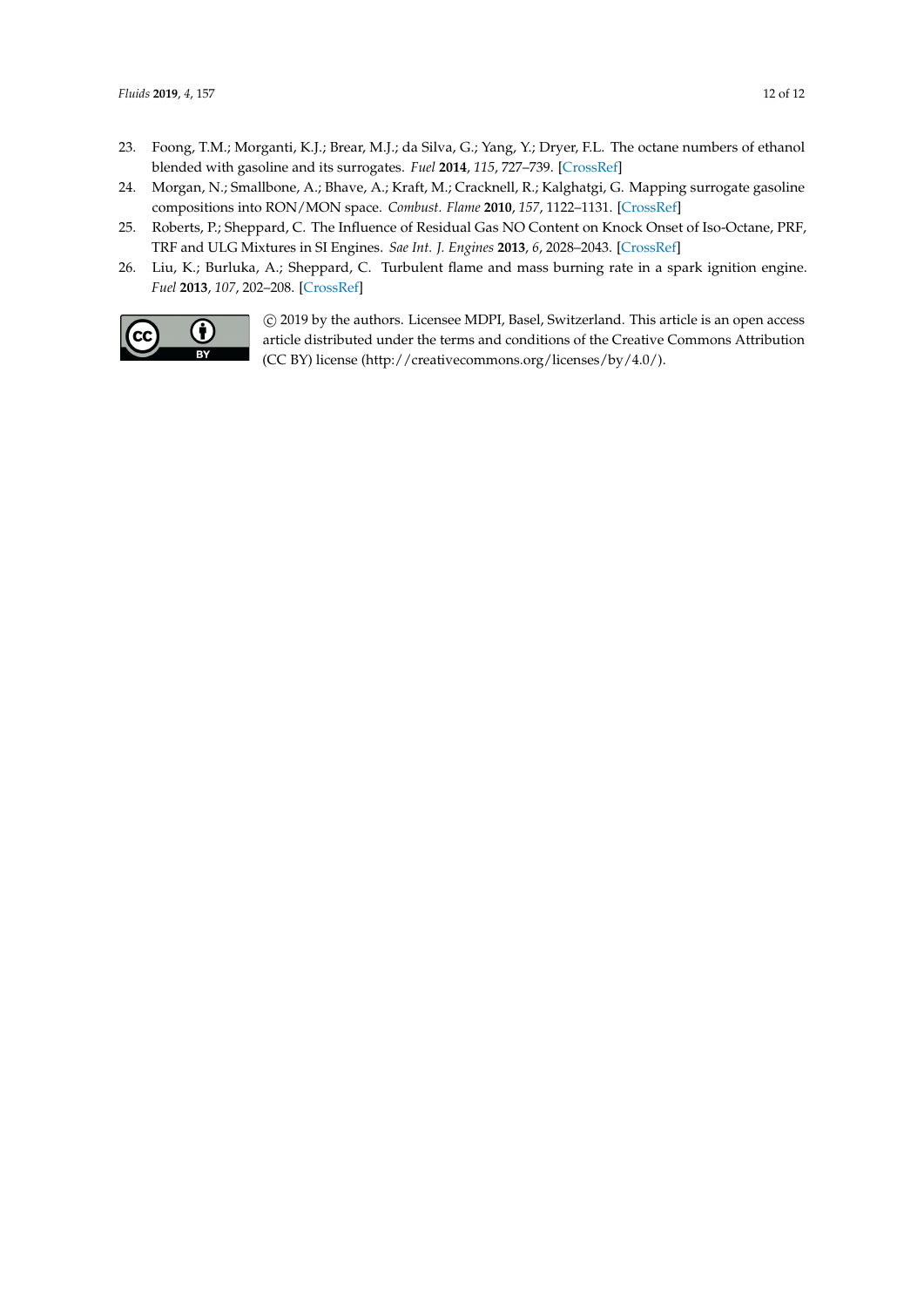23. Foong, T.M.; Morganti, K.J.; Brear, M.J.; da Silva, G.; Yang, Y.; Dryer, F.L. The octane numbers of ethanol blended with gasoline and its surrogates. *Fuel* **2014**, *115*, 727–739. [CrossRef]
24. Morgan, N.; Smallbone, A.; Bhave, A.; Kraft, M.; Cracknell, R.; Kalghatgi, G. Mapping surrogate gasoline compositions into RON/MON space. *Combust. Flame* **2010**, *157*, 1122–1131. [CrossRef]
25. Roberts, P.; Sheppard, C. The Influence of Residual Gas NO Content on Knock Onset of Iso-Octane, PRF, TRF and ULG Mixtures in SI Engines. *Sae Int. J. Engines* **2013**, *6*, 2028–2043. [CrossRef]
26. Liu, K.; Burluka, A.; Sheppard, C. Turbulent flame and mass burning rate in a spark ignition engine. *Fuel* **2013**, *107*, 202–208. [CrossRef]

© 2019 by the authors. Licensee MDPI, Basel, Switzerland. This article is an open access article distributed under the terms and conditions of the Creative Commons Attribution (CC BY) license (http://creativecommons.org/licenses/by/4.0/).